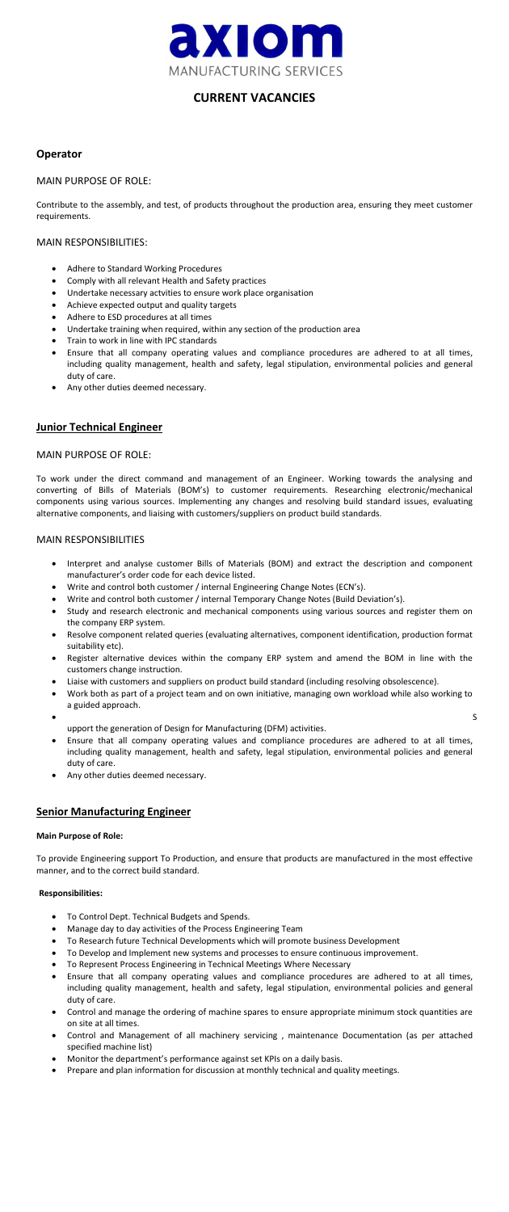# axiom

MANUFACTURING SERVICES

## CURRENT VACANCIES

### Operator

MAIN PURPOSE OF ROLE:

Contribute to the assembly, and test, of products throughout the production area, ensuring they meet customer requirements.

MAIN RESPONSIBILITIES:

- Adhere to Standard Working Procedures
- Comply with all relevant Health and Safety practices
- Undertake necessary actvities to ensure work place organisation
- Achieve expected output and quality targets
- Adhere to ESD procedures at all times
- Undertake training when required, within any section of the production area
- Train to work in line with IPC standards
- Ensure that all company operating values and compliance procedures are adhered to at all times, including quality management, health and safety, legal stipulation, environmental policies and general duty of care.
- Any other duties deemed necessary.

### Junior Technical Engineer

MAIN PURPOSE OF ROLE:

To work under the direct command and management of an Engineer. Working towards the analysing and converting of Bills of Materials (BOM's) to customer requirements. Researching electronic/mechanical components using various sources. Implementing any changes and resolving build standard issues, evaluating alternative components, and liaising with customers/suppliers on product build standards.

MAIN RESPONSIBILITIES

- Interpret and analyse customer Bills of Materials (BOM) and extract the description and component manufacturer's order code for each device listed.
- Write and control both customer / internal Engineering Change Notes (ECN's).
- Write and control both customer / internal Temporary Change Notes (Build Deviation's).
- Study and research electronic and mechanical components using various sources and register them on the company ERP system.
- Resolve component related queries (evaluating alternatives, component identification, production format suitability etc).
- Register alternative devices within the company ERP system and amend the BOM in line with the customers change instruction.
- Liaise with customers and suppliers on product build standard (including resolving obsolescence).
- Work both as part of a project team and on own initiative, managing own workload while also working to a guided approach.
- S upport the generation of Design for Manufacturing (DFM) activities.
- Ensure that all company operating values and compliance procedures are adhered to at all times, including quality management, health and safety, legal stipulation, environmental policies and general duty of care.
- Any other duties deemed necessary.

### Senior Manufacturing Engineer

**Main Purpose of Role:**

To provide Engineering support To Production, and ensure that products are manufactured in the most effective manner, and to the correct build standard.

**Responsibilities:**

- To Control Dept. Technical Budgets and Spends.
- Manage day to day activities of the Process Engineering Team
- To Research future Technical Developments which will promote business Development
- To Develop and Implement new systems and processes to ensure continuous improvement.
- To Represent Process Engineering in Technical Meetings Where Necessary
- Ensure that all company operating values and compliance procedures are adhered to at all times, including quality management, health and safety, legal stipulation, environmental policies and general duty of care.
- Control and manage the ordering of machine spares to ensure appropriate minimum stock quantities are on site at all times.
- Control and Management of all machinery servicing , maintenance Documentation (as per attached specified machine list)
- Monitor the department's performance against set KPIs on a daily basis.
- Prepare and plan information for discussion at monthly technical and quality meetings.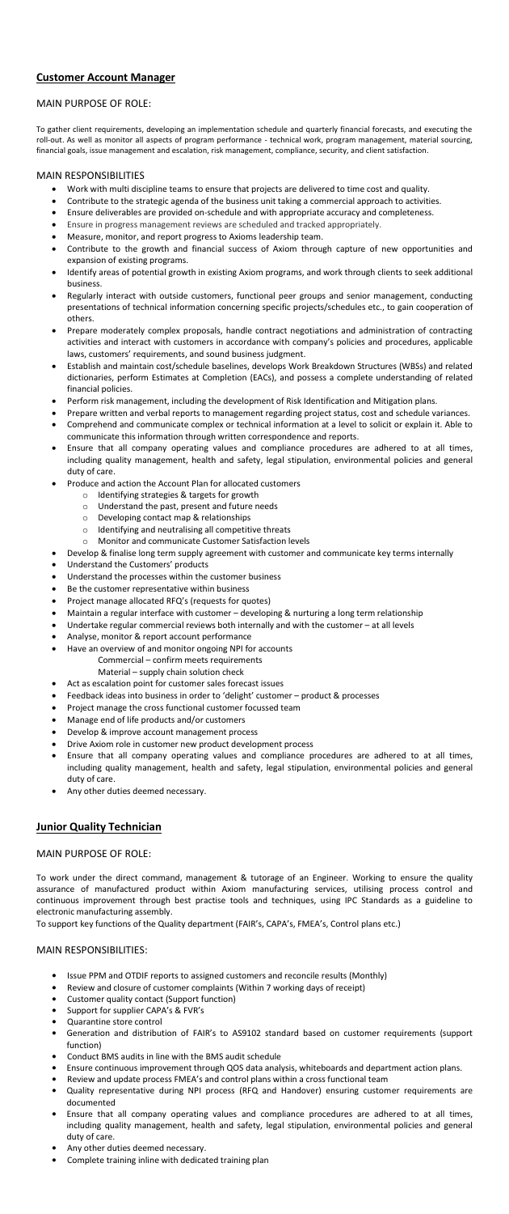## Customer Account Manager

### MAIN PURPOSE OF ROLE:

To gather client requirements, developing an implementation schedule and quarterly financial forecasts, and executing the roll-out. As well as monitor all aspects of program performance - technical work, program management, material sourcing, financial goals, issue management and escalation, risk management, compliance, security, and client satisfaction.

### MAIN RESPONSIBILITIES

- Work with multi discipline teams to ensure that projects are delivered to time cost and quality.
- Contribute to the strategic agenda of the business unit taking a commercial approach to activities.
- Ensure deliverables are provided on-schedule and with appropriate accuracy and completeness.
- Ensure in progress management reviews are scheduled and tracked appropriately.
- Measure, monitor, and report progress to Axioms leadership team.
- Contribute to the growth and financial success of Axiom through capture of new opportunities and expansion of existing programs.
- Identify areas of potential growth in existing Axiom programs, and work through clients to seek additional business.
- Regularly interact with outside customers, functional peer groups and senior management, conducting presentations of technical information concerning specific projects/schedules etc., to gain cooperation of others.
- Prepare moderately complex proposals, handle contract negotiations and administration of contracting activities and interact with customers in accordance with company's policies and procedures, applicable laws, customers' requirements, and sound business judgment.
- Establish and maintain cost/schedule baselines, develops Work Breakdown Structures (WBSs) and related dictionaries, perform Estimates at Completion (EACs), and possess a complete understanding of related financial policies.
- Perform risk management, including the development of Risk Identification and Mitigation plans.
- Prepare written and verbal reports to management regarding project status, cost and schedule variances.
- Comprehend and communicate complex or technical information at a level to solicit or explain it. Able to communicate this information through written correspondence and reports.
- Ensure that all company operating values and compliance procedures are adhered to at all times, including quality management, health and safety, legal stipulation, environmental policies and general duty of care.
- Produce and action the Account Plan for allocated customers
  - Identifying strategies & targets for growth
  - Understand the past, present and future needs
  - Developing contact map & relationships
  - Identifying and neutralising all competitive threats
  - Monitor and communicate Customer Satisfaction levels
- Develop & finalise long term supply agreement with customer and communicate key terms internally
- Understand the Customers' products
- Understand the processes within the customer business
- Be the customer representative within business
- Project manage allocated RFQ's (requests for quotes)
- Maintain a regular interface with customer – developing & nurturing a long term relationship
- Undertake regular commercial reviews both internally and with the customer – at all levels
- Analyse, monitor & report account performance
- Have an overview of and monitor ongoing NPI for accounts
  - Commercial – confirm meets requirements
  - Material – supply chain solution check
- Act as escalation point for customer sales forecast issues
- Feedback ideas into business in order to 'delight' customer – product & processes
- Project manage the cross functional customer focussed team
- Manage end of life products and/or customers
- Develop & improve account management process
- Drive Axiom role in customer new product development process
- Ensure that all company operating values and compliance procedures are adhered to at all times, including quality management, health and safety, legal stipulation, environmental policies and general duty of care.
- Any other duties deemed necessary.

## Junior Quality Technician

### MAIN PURPOSE OF ROLE:

To work under the direct command, management & tutorage of an Engineer. Working to ensure the quality assurance of manufactured product within Axiom manufacturing services, utilising process control and continuous improvement through best practise tools and techniques, using IPC Standards as a guideline to electronic manufacturing assembly.

To support key functions of the Quality department (FAIR's, CAPA's, FMEA's, Control plans etc.)

### MAIN RESPONSIBILITIES:

- Issue PPM and OTDIF reports to assigned customers and reconcile results (Monthly)
- Review and closure of customer complaints (Within 7 working days of receipt)
- Customer quality contact (Support function)
- Support for supplier CAPA's & FVR's
- Quarantine store control
- Generation and distribution of FAIR's to AS9102 standard based on customer requirements (support function)
- Conduct BMS audits in line with the BMS audit schedule
- Ensure continuous improvement through QOS data analysis, whiteboards and department action plans.
- Review and update process FMEA's and control plans within a cross functional team
- Quality representative during NPI process (RFQ and Handover) ensuring customer requirements are documented
- Ensure that all company operating values and compliance procedures are adhered to at all times, including quality management, health and safety, legal stipulation, environmental policies and general duty of care.
- Any other duties deemed necessary.
- Complete training inline with dedicated training plan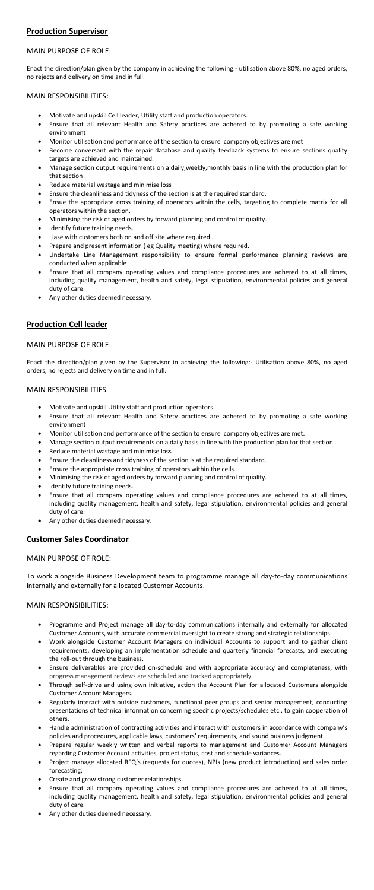## Production Supervisor

MAIN PURPOSE OF ROLE:

Enact the direction/plan given by the company in achieving the following:- utilisation above 80%, no aged orders, no rejects and delivery on time and in full.

MAIN RESPONSIBILITIES:

- Motivate and upskill Cell leader, Utility staff and production operators.
- Ensure that all relevant Health and Safety practices are adhered to by promoting a safe working environment
- Monitor utilisation and performance of the section to ensure company objectives are met
- Become conversant with the repair database and quality feedback systems to ensure sections quality targets are achieved and maintained.
- Manage section output requirements on a daily,weekly,monthly basis in line with the production plan for that section .
- Reduce material wastage and minimise loss
- Ensure the cleanliness and tidyness of the section is at the required standard.
- Ensue the appropriate cross training of operators within the cells, targeting to complete matrix for all operators within the section.
- Minimising the risk of aged orders by forward planning and control of quality.
- Identify future training needs.
- Liase with customers both on and off site where required .
- Prepare and present information ( eg Quality meeting) where required.
- Undertake Line Management responsibility to ensure formal performance planning reviews are conducted when applicable
- Ensure that all company operating values and compliance procedures are adhered to at all times, including quality management, health and safety, legal stipulation, environmental policies and general duty of care.
- Any other duties deemed necessary.

## Production Cell leader

MAIN PURPOSE OF ROLE:

Enact the direction/plan given by the Supervisor in achieving the following:- Utilisation above 80%, no aged orders, no rejects and delivery on time and in full.

MAIN RESPONSIBILITIES

- Motivate and upskill Utility staff and production operators.
- Ensure that all relevant Health and Safety practices are adhered to by promoting a safe working environment
- Monitor utilisation and performance of the section to ensure company objectives are met.
- Manage section output requirements on a daily basis in line with the production plan for that section .
- Reduce material wastage and minimise loss
- Ensure the cleanliness and tidyness of the section is at the required standard.
- Ensure the appropriate cross training of operators within the cells.
- Minimising the risk of aged orders by forward planning and control of quality.
- Identify future training needs.
- Ensure that all company operating values and compliance procedures are adhered to at all times, including quality management, health and safety, legal stipulation, environmental policies and general duty of care.
- Any other duties deemed necessary.

## Customer Sales Coordinator

MAIN PURPOSE OF ROLE:

To work alongside Business Development team to programme manage all day-to-day communications internally and externally for allocated Customer Accounts.

MAIN RESPONSIBILITIES:

- Programme and Project manage all day-to-day communications internally and externally for allocated Customer Accounts, with accurate commercial oversight to create strong and strategic relationships.
- Work alongside Customer Account Managers on individual Accounts to support and to gather client requirements, developing an implementation schedule and quarterly financial forecasts, and executing the roll-out through the business.
- Ensure deliverables are provided on-schedule and with appropriate accuracy and completeness, with progress management reviews are scheduled and tracked appropriately.
- Through self-drive and using own initiative, action the Account Plan for allocated Customers alongside Customer Account Managers.
- Regularly interact with outside customers, functional peer groups and senior management, conducting presentations of technical information concerning specific projects/schedules etc., to gain cooperation of others.
- Handle administration of contracting activities and interact with customers in accordance with company's policies and procedures, applicable laws, customers' requirements, and sound business judgment.
- Prepare regular weekly written and verbal reports to management and Customer Account Managers regarding Customer Account activities, project status, cost and schedule variances.
- Project manage allocated RFQ's (requests for quotes), NPIs (new product introduction) and sales order forecasting.
- Create and grow strong customer relationships.
- Ensure that all company operating values and compliance procedures are adhered to at all times, including quality management, health and safety, legal stipulation, environmental policies and general duty of care.
- Any other duties deemed necessary.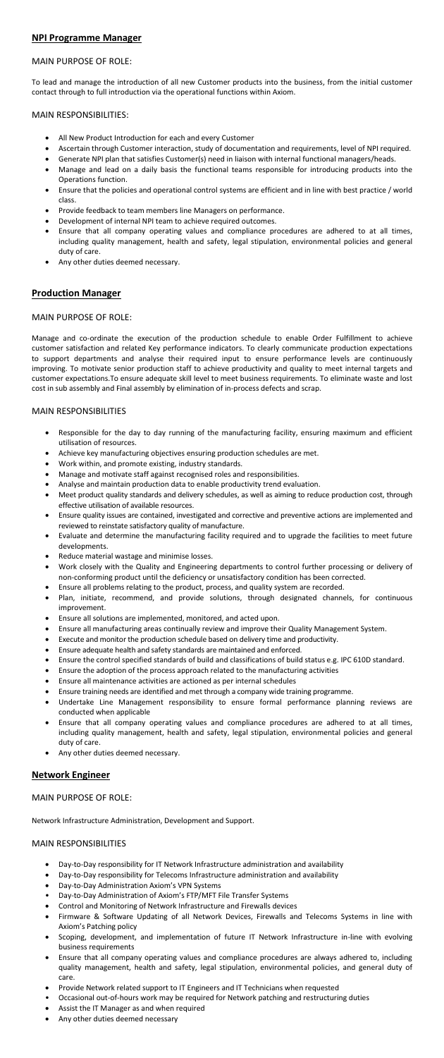## NPI Programme Manager

MAIN PURPOSE OF ROLE:

To lead and manage the introduction of all new Customer products into the business, from the initial customer contact through to full introduction via the operational functions within Axiom.

MAIN RESPONSIBILITIES:

- All New Product Introduction for each and every Customer
- Ascertain through Customer interaction, study of documentation and requirements, level of NPI required.
- Generate NPI plan that satisfies Customer(s) need in liaison with internal functional managers/heads.
- Manage and lead on a daily basis the functional teams responsible for introducing products into the Operations function.
- Ensure that the policies and operational control systems are efficient and in line with best practice / world class.
- Provide feedback to team members line Managers on performance.
- Development of internal NPI team to achieve required outcomes.
- Ensure that all company operating values and compliance procedures are adhered to at all times, including quality management, health and safety, legal stipulation, environmental policies and general duty of care.
- Any other duties deemed necessary.

## Production Manager

MAIN PURPOSE OF ROLE:

Manage and co-ordinate the execution of the production schedule to enable Order Fulfillment to achieve customer satisfaction and related Key performance indicators. To clearly communicate production expectations to support departments and analyse their required input to ensure performance levels are continuously improving. To motivate senior production staff to achieve productivity and quality to meet internal targets and customer expectations.To ensure adequate skill level to meet business requirements. To eliminate waste and lost cost in sub assembly and Final assembly by elimination of in-process defects and scrap.

MAIN RESPONSIBILITIES

- Responsible for the day to day running of the manufacturing facility, ensuring maximum and efficient utilisation of resources.
- Achieve key manufacturing objectives ensuring production schedules are met.
- Work within, and promote existing, industry standards.
- Manage and motivate staff against recognised roles and responsibilities.
- Analyse and maintain production data to enable productivity trend evaluation.
- Meet product quality standards and delivery schedules, as well as aiming to reduce production cost, through effective utilisation of available resources.
- Ensure quality issues are contained, investigated and corrective and preventive actions are implemented and reviewed to reinstate satisfactory quality of manufacture.
- Evaluate and determine the manufacturing facility required and to upgrade the facilities to meet future developments.
- Reduce material wastage and minimise losses.
- Work closely with the Quality and Engineering departments to control further processing or delivery of non-conforming product until the deficiency or unsatisfactory condition has been corrected.
- Ensure all problems relating to the product, process, and quality system are recorded.
- Plan, initiate, recommend, and provide solutions, through designated channels, for continuous improvement.
- Ensure all solutions are implemented, monitored, and acted upon.
- Ensure all manufacturing areas continually review and improve their Quality Management System.
- Execute and monitor the production schedule based on delivery time and productivity.
- Ensure adequate health and safety standards are maintained and enforced.
- Ensure the control specified standards of build and classifications of build status e.g. IPC 610D standard.
- Ensure the adoption of the process approach related to the manufacturing activities
- Ensure all maintenance activities are actioned as per internal schedules
- Ensure training needs are identified and met through a company wide training programme.
- Undertake Line Management responsibility to ensure formal performance planning reviews are conducted when applicable
- Ensure that all company operating values and compliance procedures are adhered to at all times, including quality management, health and safety, legal stipulation, environmental policies and general duty of care.
- Any other duties deemed necessary.

## Network Engineer

MAIN PURPOSE OF ROLE:

Network Infrastructure Administration, Development and Support.

MAIN RESPONSIBILITIES

- Day-to-Day responsibility for IT Network Infrastructure administration and availability
- Day-to-Day responsibility for Telecoms Infrastructure administration and availability
- Day-to-Day Administration Axiom's VPN Systems
- Day-to-Day Administration of Axiom's FTP/MFT File Transfer Systems
- Control and Monitoring of Network Infrastructure and Firewalls devices
- Firmware & Software Updating of all Network Devices, Firewalls and Telecoms Systems in line with Axiom's Patching policy
- Scoping, development, and implementation of future IT Network Infrastructure in-line with evolving business requirements
- Ensure that all company operating values and compliance procedures are always adhered to, including quality management, health and safety, legal stipulation, environmental policies, and general duty of care.
- Provide Network related support to IT Engineers and IT Technicians when requested
- Occasional out-of-hours work may be required for Network patching and restructuring duties
- Assist the IT Manager as and when required
- Any other duties deemed necessary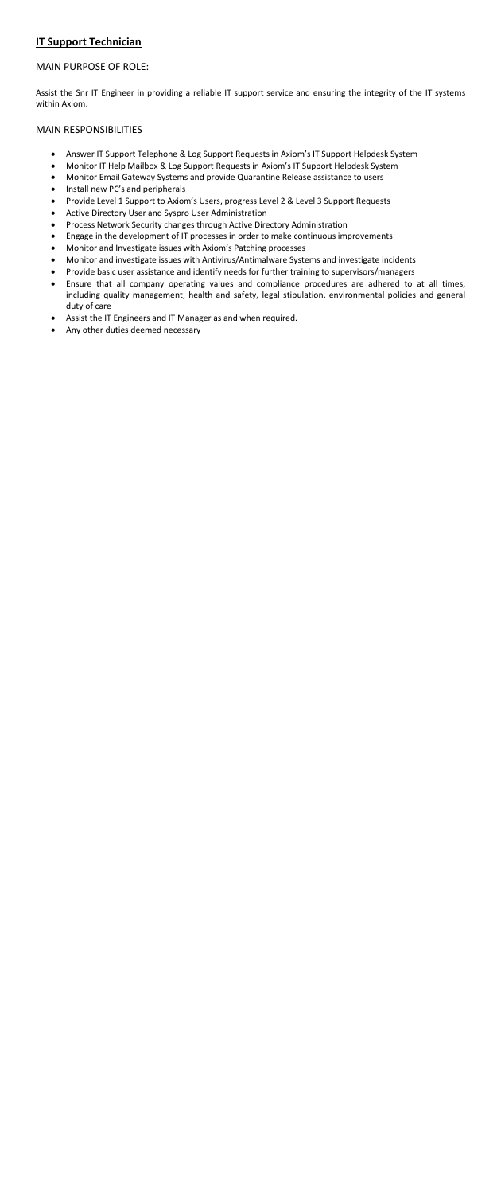## IT Support Technician

### MAIN PURPOSE OF ROLE:

Assist the Snr IT Engineer in providing a reliable IT support service and ensuring the integrity of the IT systems within Axiom.

### MAIN RESPONSIBILITIES

- Answer IT Support Telephone & Log Support Requests in Axiom's IT Support Helpdesk System
- Monitor IT Help Mailbox & Log Support Requests in Axiom's IT Support Helpdesk System
- Monitor Email Gateway Systems and provide Quarantine Release assistance to users
- Install new PC's and peripherals
- Provide Level 1 Support to Axiom's Users, progress Level 2 & Level 3 Support Requests
- Active Directory User and Syspro User Administration
- Process Network Security changes through Active Directory Administration
- Engage in the development of IT processes in order to make continuous improvements
- Monitor and Investigate issues with Axiom's Patching processes
- Monitor and investigate issues with Antivirus/Antimalware Systems and investigate incidents
- Provide basic user assistance and identify needs for further training to supervisors/managers
- Ensure that all company operating values and compliance procedures are adhered to at all times, including quality management, health and safety, legal stipulation, environmental policies and general duty of care
- Assist the IT Engineers and IT Manager as and when required.
- Any other duties deemed necessary